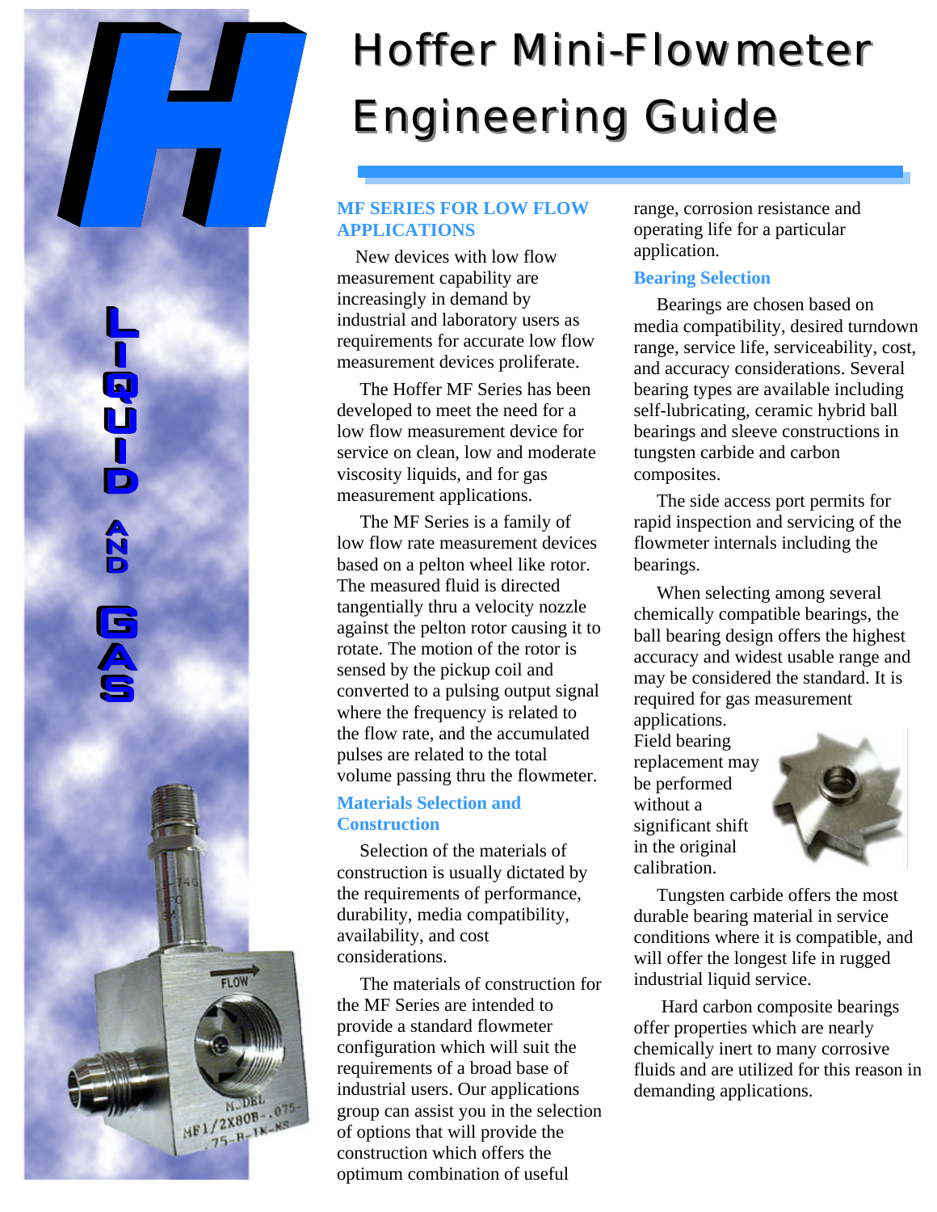# Hoffer Mini-Flowmeter Engineering Guide

LIQUID AND GAS

## MF SERIES FOR LOW FLOW APPLICATIONS

New devices with low flow measurement capability are increasingly in demand by industrial and laboratory users as requirements for accurate low flow measurement devices proliferate.

The Hoffer MF Series has been developed to meet the need for a low flow measurement device for service on clean, low and moderate viscosity liquids, and for gas measurement applications.

The MF Series is a family of low flow rate measurement devices based on a pelton wheel like rotor. The measured fluid is directed tangentially thru a velocity nozzle against the pelton rotor causing it to rotate. The motion of the rotor is sensed by the pickup coil and converted to a pulsing output signal where the frequency is related to the flow rate, and the accumulated pulses are related to the total volume passing thru the flowmeter.

### Materials Selection and Construction

Selection of the materials of construction is usually dictated by the requirements of performance, durability, media compatibility, availability, and cost considerations.

The materials of construction for the MF Series are intended to provide a standard flowmeter configuration which will suit the requirements of a broad base of industrial users. Our applications group can assist you in the selection of options that will provide the construction which offers the optimum combination of useful range, corrosion resistance and operating life for a particular application.

### Bearing Selection

Bearings are chosen based on media compatibility, desired turndown range, service life, serviceability, cost, and accuracy considerations. Several bearing types are available including self-lubricating, ceramic hybrid ball bearings and sleeve constructions in tungsten carbide and carbon composites.

The side access port permits for rapid inspection and servicing of the flowmeter internals including the bearings.

When selecting among several chemically compatible bearings, the ball bearing design offers the highest accuracy and widest usable range and may be considered the standard. It is required for gas measurement applications. Field bearing replacement may be performed without a significant shift in the original calibration.

Tungsten carbide offers the most durable bearing material in service conditions where it is compatible, and will offer the longest life in rugged industrial liquid service.

Hard carbon composite bearings offer properties which are nearly chemically inert to many corrosive fluids and are utilized for this reason in demanding applications.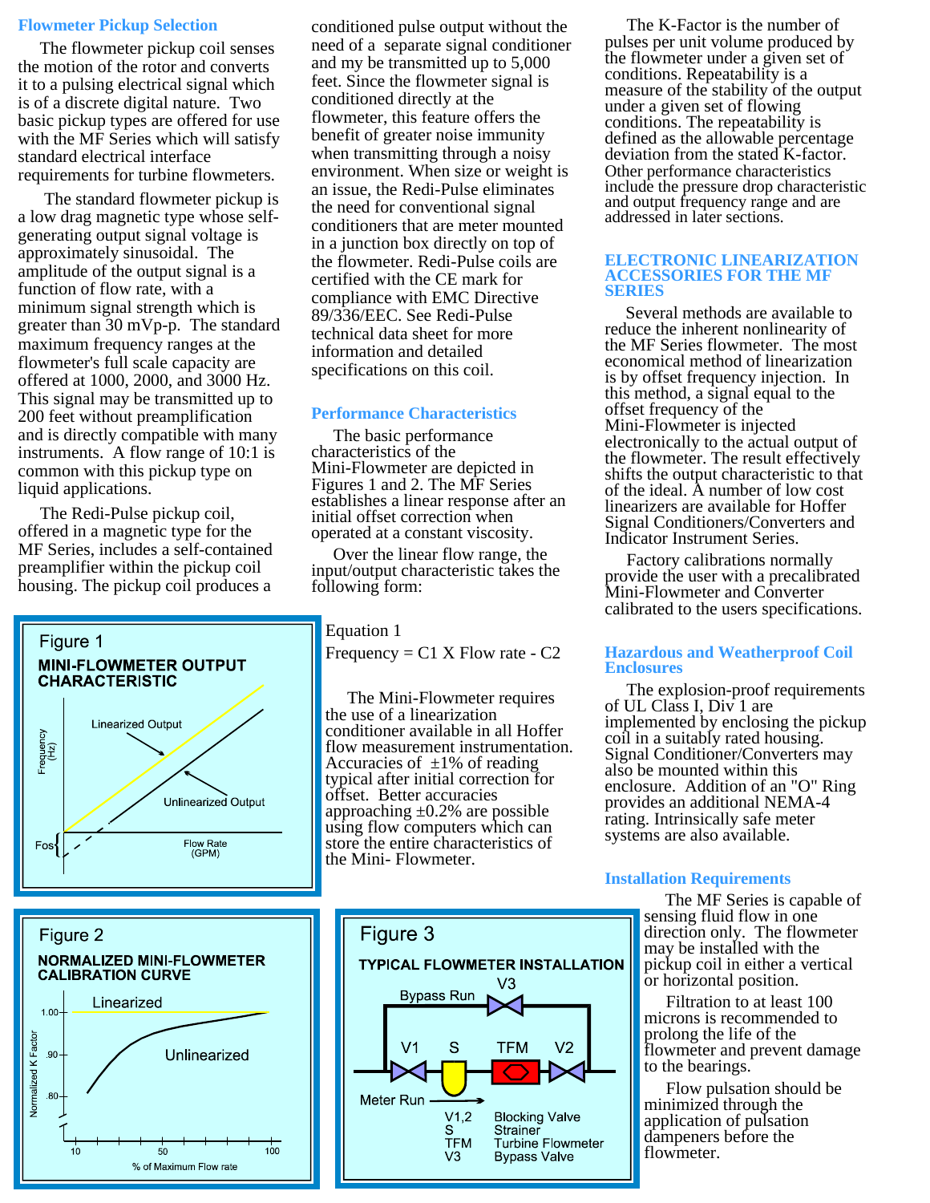### Flowmeter Pickup Selection

The flowmeter pickup coil senses the motion of the rotor and converts it to a pulsing electrical signal which is of a discrete digital nature. Two basic pickup types are offered for use with the MF Series which will satisfy standard electrical interface requirements for turbine flowmeters.

The standard flowmeter pickup is a low drag magnetic type whose self-generating output signal voltage is approximately sinusoidal. The amplitude of the output signal is a function of flow rate, with a minimum signal strength which is greater than 30 mVp-p. The standard maximum frequency ranges at the flowmeter's full scale capacity are offered at 1000, 2000, and 3000 Hz. This signal may be transmitted up to 200 feet without preamplification and is directly compatible with many instruments. A flow range of 10:1 is common with this pickup type on liquid applications.

The Redi-Pulse pickup coil, offered in a magnetic type for the MF Series, includes a self-contained preamplifier within the pickup coil housing. The pickup coil produces a conditioned pulse output without the need of a separate signal conditioner and my be transmitted up to 5,000 feet. Since the flowmeter signal is conditioned directly at the flowmeter, this feature offers the benefit of greater noise immunity when transmitting through a noisy environment. When size or weight is an issue, the Redi-Pulse eliminates the need for conventional signal conditioners that are meter mounted in a junction box directly on top of the flowmeter. Redi-Pulse coils are certified with the CE mark for compliance with EMC Directive 89/336/EEC. See Redi-Pulse technical data sheet for more information and detailed specifications on this coil.

### Performance Characteristics

The basic performance characteristics of the Mini-Flowmeter are depicted in Figures 1 and 2. The MF Series establishes a linear response after an initial offset correction when operated at a constant viscosity.

Over the linear flow range, the input/output characteristic takes the following form:

Equation 1

Frequency = C1 X Flow rate - C2

The Mini-Flowmeter requires the use of a linearization conditioner available in all Hoffer flow measurement instrumentation. Accuracies of ±1% of reading typical after initial correction for offset. Better accuracies approaching ±0.2% are possible using flow computers which can store the entire characteristics of the Mini- Flowmeter.

The K-Factor is the number of pulses per unit volume produced by the flowmeter under a given set of conditions. Repeatability is a measure of the stability of the output under a given set of flowing conditions. The repeatability is defined as the allowable percentage deviation from the stated K-factor. Other performance characteristics include the pressure drop characteristic and output frequency range and are addressed in later sections.

Figure 1

MINI-FLOWMETER OUTPUT CHARACTERISTIC

Figure 2

NORMALIZED MINI-FLOWMETER CALIBRATION CURVE

### ELECTRONIC LINEARIZATION ACCESSORIES FOR THE MF SERIES

Several methods are available to reduce the inherent nonlinearity of the MF Series flowmeter. The most economical method of linearization is by offset frequency injection. In this method, a signal equal to the offset frequency of the Mini-Flowmeter is injected electronically to the actual output of the flowmeter. The result effectively shifts the output characteristic to that of the ideal. A number of low cost linearizers are available for Hoffer Signal Conditioners/Converters and Indicator Instrument Series.

Factory calibrations normally provide the user with a precalibrated Mini-Flowmeter and Converter calibrated to the users specifications.

### Hazardous and Weatherproof Coil Enclosures

The explosion-proof requirements of UL Class I, Div 1 are implemented by enclosing the pickup coil in a suitably rated housing. Signal Conditioner/Converters may also be mounted within this enclosure. Addition of an "O" Ring provides an additional NEMA-4 rating. Intrinsically safe meter systems are also available.

### Installation Requirements

The MF Series is capable of sensing fluid flow in one direction only. The flowmeter may be installed with the pickup coil in either a vertical or horizontal position.

Filtration to at least 100 microns is recommended to prolong the life of the flowmeter and prevent damage to the bearings.

Flow pulsation should be minimized through the application of pulsation dampeners before the flowmeter.

Figure 3

TYPICAL FLOWMETER INSTALLATION

V1,2 Blocking Valve
S Strainer
TFM Turbine Flowmeter
V3 Bypass Valve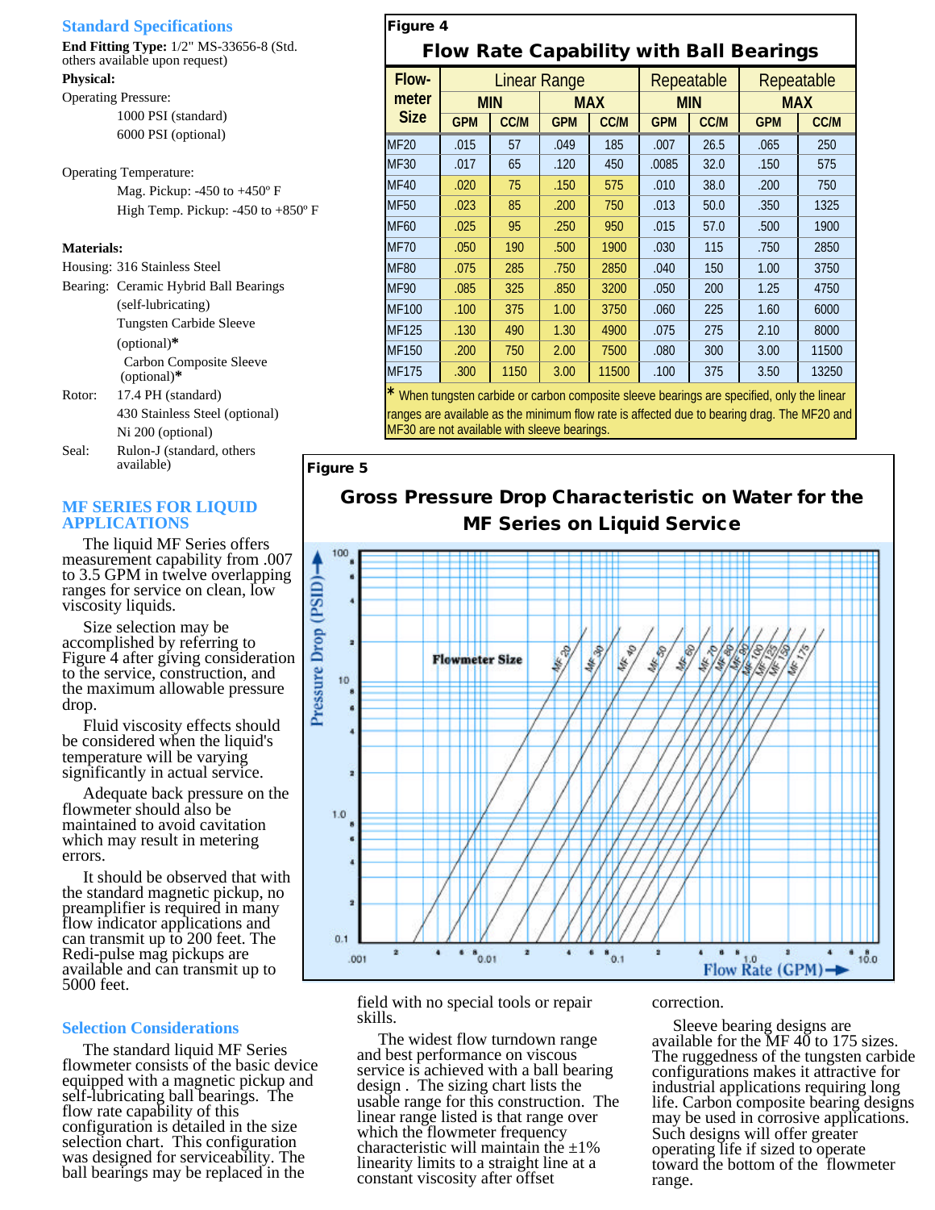## Standard Specifications

**End Fitting Type:** 1/2" MS-33656-8 (Std. others available upon request)

**Physical:**

Operating Pressure:
- 1000 PSI (standard)
- 6000 PSI (optional)

Operating Temperature:
- Mag. Pickup: -450 to +450º F
- High Temp. Pickup: -450 to +850º F

**Materials:**

Housing: 316 Stainless Steel

Bearing: Ceramic Hybrid Ball Bearings (self-lubricating)
- Tungsten Carbide Sleeve (optional)*
- Carbon Composite Sleeve (optional)*

Rotor: 17.4 PH (standard)
- 430 Stainless Steel (optional)
- Ni 200 (optional)

Seal: Rulon-J (standard, others available)

## MF SERIES FOR LIQUID APPLICATIONS

The liquid MF Series offers measurement capability from .007 to 3.5 GPM in twelve overlapping ranges for service on clean, low viscosity liquids.

Size selection may be accomplished by referring to Figure 4 after giving consideration to the service, construction, and the maximum allowable pressure drop.

Fluid viscosity effects should be considered when the liquid's temperature will be varying significantly in actual service.

Adequate back pressure on the flowmeter should also be maintained to avoid cavitation which may result in metering errors.

It should be observed that with the standard magnetic pickup, no preamplifier is required in many flow indicator applications and can transmit up to 200 feet. The Redi-pulse mag pickups are available and can transmit up to 5000 feet.

**Figure 4**

**Flow Rate Capability with Ball Bearings**

| Flow-meter Size | Linear Range | | | | Repeatable | | Repeatable | |
|---|---|---|---|---|---|---|---|---|
| | MIN | | MAX | | MIN | | MAX | |
| | GPM | CC/M | GPM | CC/M | GPM | CC/M | GPM | CC/M |
| MF20 | .015 | 57 | .049 | 185 | .007 | 26.5 | .065 | 250 |
| MF30 | .017 | 65 | .120 | 450 | .0085 | 32.0 | .150 | 575 |
| MF40 | .020 | 75 | .150 | 575 | .010 | 38.0 | .200 | 750 |
| MF50 | .023 | 85 | .200 | 750 | .013 | 50.0 | .350 | 1325 |
| MF60 | .025 | 95 | .250 | 950 | .015 | 57.0 | .500 | 1900 |
| MF70 | .050 | 190 | .500 | 1900 | .030 | 115 | .750 | 2850 |
| MF80 | .075 | 285 | .750 | 2850 | .040 | 150 | 1.00 | 3750 |
| MF90 | .085 | 325 | .850 | 3200 | .050 | 200 | 1.25 | 4750 |
| MF100 | .100 | 375 | 1.00 | 3750 | .060 | 225 | 1.60 | 6000 |
| MF125 | .130 | 490 | 1.30 | 4900 | .075 | 275 | 2.10 | 8000 |
| MF150 | .200 | 750 | 2.00 | 7500 | .080 | 300 | 3.00 | 11500 |
| MF175 | .300 | 1150 | 3.00 | 11500 | .100 | 375 | 3.50 | 13250 |

* When tungsten carbide or carbon composite sleeve bearings are specified, only the linear ranges are available as the minimum flow rate is affected due to bearing drag. The MF20 and MF30 are not available with sleeve bearings.

**Figure 5**

**Gross Pressure Drop Characteristic on Water for the MF Series on Liquid Service**

## Selection Considerations

The standard liquid MF Series flowmeter consists of the basic device equipped with a magnetic pickup and self-lubricating ball bearings. The flow rate capability of this configuration is detailed in the size selection chart. This configuration was designed for serviceability. The ball bearings may be replaced in the field with no special tools or repair skills.

The widest flow turndown range and best performance on viscous service is achieved with a ball bearing design . The sizing chart lists the usable range for this construction. The linear range listed is that range over which the flowmeter frequency characteristic will maintain the ±1% linearity limits to a straight line at a constant viscosity after offset correction.

Sleeve bearing designs are available for the MF 40 to 175 sizes. The ruggedness of the tungsten carbide configurations makes it attractive for industrial applications requiring long life. Carbon composite bearing designs may be used in corrosive applications. Such designs will offer greater operating life if sized to operate toward the bottom of the flowmeter range.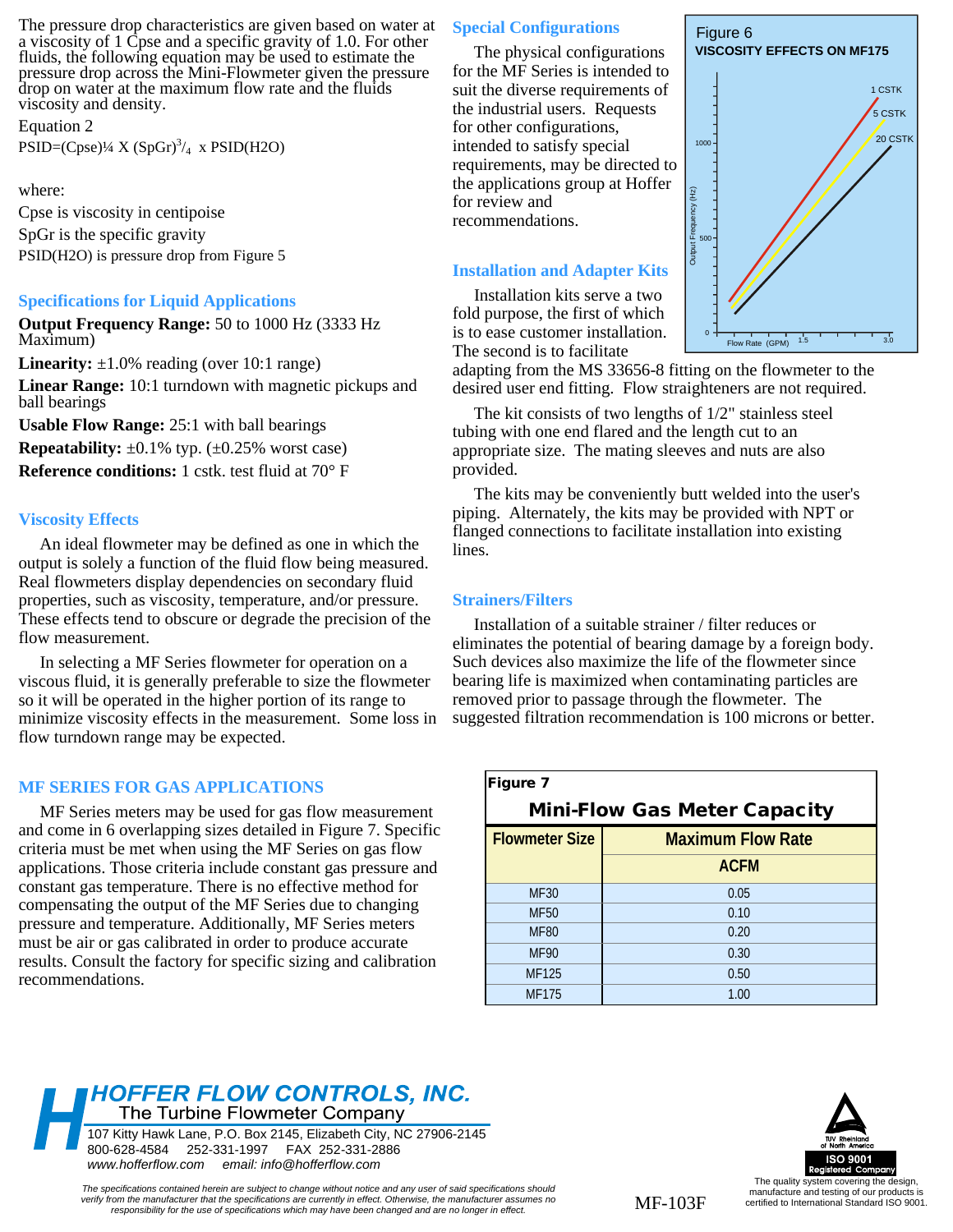The pressure drop characteristics are given based on water at a viscosity of 1 Cpse and a specific gravity of 1.0. For other fluids, the following equation may be used to estimate the pressure drop across the Mini-Flowmeter given the pressure drop on water at the maximum flow rate and the fluids viscosity and density.

Equation 2

$$PSID = (Cpse)^{1/4} \times (SpGr)^{3/4} \times PSID(H_2O)$$

where:

Cpse is viscosity in centipoise

SpGr is the specific gravity

PSID(H2O) is pressure drop from Figure 5

## Specifications for Liquid Applications

**Output Frequency Range:** 50 to 1000 Hz (3333 Hz Maximum)

**Linearity:** ±1.0% reading (over 10:1 range)

**Linear Range:** 10:1 turndown with magnetic pickups and ball bearings

**Usable Flow Range:** 25:1 with ball bearings

**Repeatability:** ±0.1% typ. (±0.25% worst case)

**Reference conditions:** 1 cstk. test fluid at 70° F

## Viscosity Effects

An ideal flowmeter may be defined as one in which the output is solely a function of the fluid flow being measured. Real flowmeters display dependencies on secondary fluid properties, such as viscosity, temperature, and/or pressure. These effects tend to obscure or degrade the precision of the flow measurement.

In selecting a MF Series flowmeter for operation on a viscous fluid, it is generally preferable to size the flowmeter so it will be operated in the higher portion of its range to minimize viscosity effects in the measurement. Some loss in flow turndown range may be expected.

## MF SERIES FOR GAS APPLICATIONS

MF Series meters may be used for gas flow measurement and come in 6 overlapping sizes detailed in Figure 7. Specific criteria must be met when using the MF Series on gas flow applications. Those criteria include constant gas pressure and constant gas temperature. There is no effective method for compensating the output of the MF Series due to changing pressure and temperature. Additionally, MF Series meters must be air or gas calibrated in order to produce accurate results. Consult the factory for specific sizing and calibration recommendations.

## Special Configurations

The physical configurations for the MF Series is intended to suit the diverse requirements of the industrial users. Requests for other configurations, intended to satisfy special requirements, may be directed to the applications group at Hoffer for review and recommendations.

Figure 6

VISCOSITY EFFECTS ON MF175

1 CSTK

5 CSTK

20 CSTK

Output Frequency (Hz)

1000

500

0

Flow Rate (GPM)

1.5

3.0

## Installation and Adapter Kits

Installation kits serve a two fold purpose, the first of which is to ease customer installation. The second is to facilitate adapting from the MS 33656-8 fitting on the flowmeter to the desired user end fitting. Flow straighteners are not required.

The kit consists of two lengths of 1/2" stainless steel tubing with one end flared and the length cut to an appropriate size. The mating sleeves and nuts are also provided.

The kits may be conveniently butt welded into the user's piping. Alternately, the kits may be provided with NPT or flanged connections to facilitate installation into existing lines.

## Strainers/Filters

Installation of a suitable strainer / filter reduces or eliminates the potential of bearing damage by a foreign body. Such devices also maximize the life of the flowmeter since bearing life is maximized when contaminating particles are removed prior to passage through the flowmeter. The suggested filtration recommendation is 100 microns or better.

**Figure 7**

**Mini-Flow Gas Meter Capacity**

| Flowmeter Size | Maximum Flow Rate ACFM |
|---|---|
| MF30 | 0.05 |
| MF50 | 0.10 |
| MF80 | 0.20 |
| MF90 | 0.30 |
| MF125 | 0.50 |
| MF175 | 1.00 |

**HOFFER FLOW CONTROLS, INC.**
The Turbine Flowmeter Company
107 Kitty Hawk Lane, P.O. Box 2145, Elizabeth City, NC 27906-2145
800-628-4584   252-331-1997   FAX 252-331-2886
*www.hofferflow.com   email: info@hofferflow.com*

*The specifications contained herein are subject to change without notice and any user of said specifications should verify from the manufacturer that the specifications are currently in effect. Otherwise, the manufacturer assumes no responsibility for the use of specifications which may have been changed and are no longer in effect.*

MF-103F

TÜV Rheinland of North America
ISO 9001 Registered Company

The quality system covering the design, manufacture and testing of our products is certified to International Standard ISO 9001.